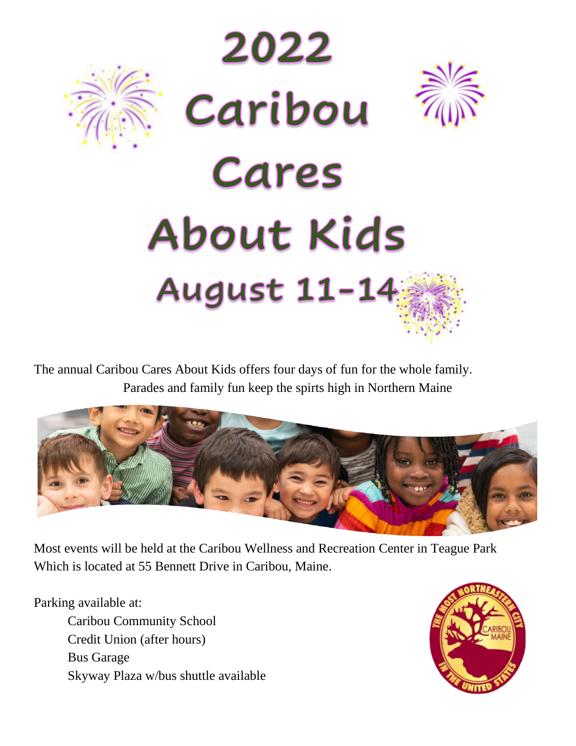# 2022 Caribou Cares About Kids

## August 11-14

The annual Caribou Cares About Kids offers four days of fun for the whole family. Parades and family fun keep the spirts high in Northern Maine

Most events will be held at the Caribou Wellness and Recreation Center in Teague Park Which is located at 55 Bennett Drive in Caribou, Maine.

Parking available at:

- Caribou Community School
- Credit Union (after hours)
- Bus Garage
- Skyway Plaza w/bus shuttle available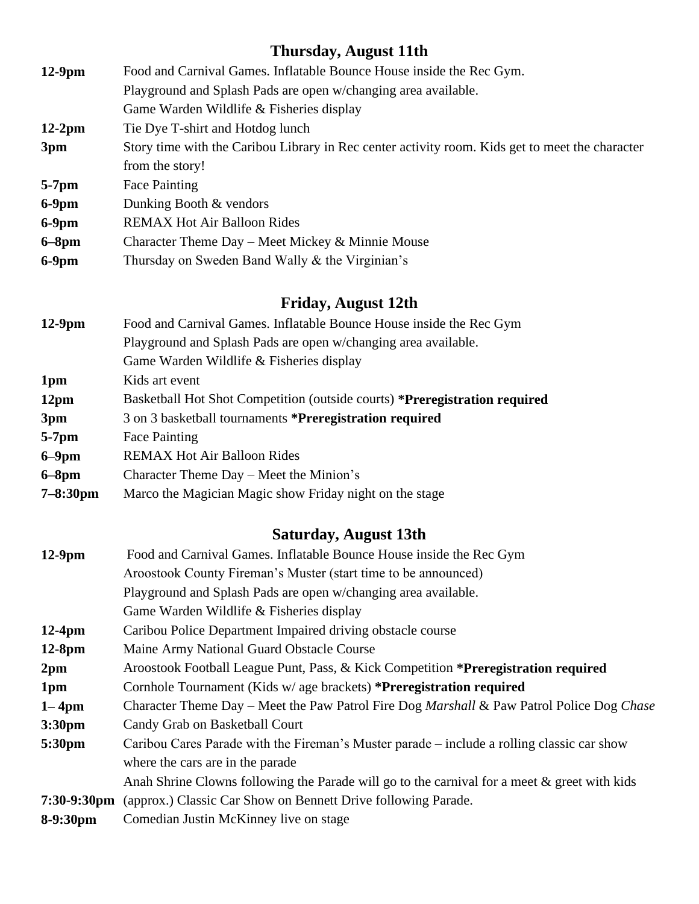## Thursday, August 11th

| | |
|---|---|
| **12-9pm** | Food and Carnival Games. Inflatable Bounce House inside the Rec Gym. |
| | Playground and Splash Pads are open w/changing area available. |
| | Game Warden Wildlife & Fisheries display |
| **12-2pm** | Tie Dye T-shirt and Hotdog lunch |
| **3pm** | Story time with the Caribou Library in Rec center activity room. Kids get to meet the character from the story! |
| **5-7pm** | Face Painting |
| **6-9pm** | Dunking Booth & vendors |
| **6-9pm** | REMAX Hot Air Balloon Rides |
| **6–8pm** | Character Theme Day – Meet Mickey & Minnie Mouse |
| **6-9pm** | Thursday on Sweden Band Wally & the Virginian's |

## Friday, August 12th

| | |
|---|---|
| **12-9pm** | Food and Carnival Games. Inflatable Bounce House inside the Rec Gym |
| | Playground and Splash Pads are open w/changing area available. |
| | Game Warden Wildlife & Fisheries display |
| **1pm** | Kids art event |
| **12pm** | Basketball Hot Shot Competition (outside courts) **\*Preregistration required** |
| **3pm** | 3 on 3 basketball tournaments **\*Preregistration required** |
| **5-7pm** | Face Painting |
| **6–9pm** | REMAX Hot Air Balloon Rides |
| **6–8pm** | Character Theme Day – Meet the Minion's |
| **7–8:30pm** | Marco the Magician Magic show Friday night on the stage |

## Saturday, August 13th

| | |
|---|---|
| **12-9pm** | Food and Carnival Games. Inflatable Bounce House inside the Rec Gym |
| | Aroostook County Fireman's Muster (start time to be announced) |
| | Playground and Splash Pads are open w/changing area available. |
| | Game Warden Wildlife & Fisheries display |
| **12-4pm** | Caribou Police Department Impaired driving obstacle course |
| **12-8pm** | Maine Army National Guard Obstacle Course |
| **2pm** | Aroostook Football League Punt, Pass, & Kick Competition **\*Preregistration required** |
| **1pm** | Cornhole Tournament (Kids w/ age brackets) **\*Preregistration required** |
| **1– 4pm** | Character Theme Day – Meet the Paw Patrol Fire Dog *Marshall* & Paw Patrol Police Dog *Chase* |
| **3:30pm** | Candy Grab on Basketball Court |
| **5:30pm** | Caribou Cares Parade with the Fireman's Muster parade – include a rolling classic car show where the cars are in the parade |
| | Anah Shrine Clowns following the Parade will go to the carnival for a meet & greet with kids |
| **7:30-9:30pm** | (approx.) Classic Car Show on Bennett Drive following Parade. |
| **8-9:30pm** | Comedian Justin McKinney live on stage |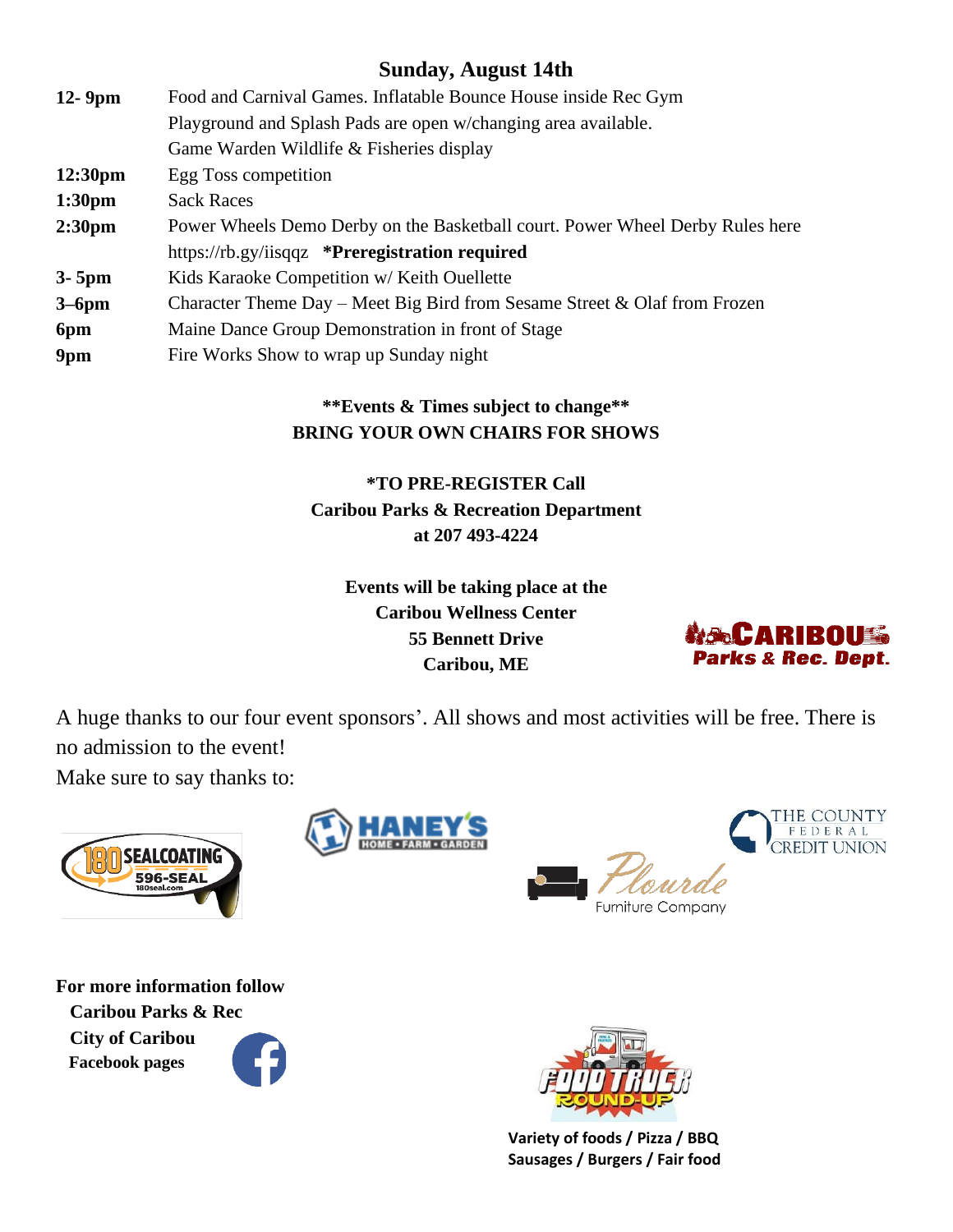## Sunday, August 14th

| | |
|---|---|
| **12- 9pm** | Food and Carnival Games. Inflatable Bounce House inside Rec Gym |
| | Playground and Splash Pads are open w/changing area available. |
| | Game Warden Wildlife & Fisheries display |
| **12:30pm** | Egg Toss competition |
| **1:30pm** | Sack Races |
| **2:30pm** | Power Wheels Demo Derby on the Basketball court. Power Wheel Derby Rules here https://rb.gy/iisqqz **\*Preregistration required** |
| **3- 5pm** | Kids Karaoke Competition w/ Keith Ouellette |
| **3–6pm** | Character Theme Day – Meet Big Bird from Sesame Street & Olaf from Frozen |
| **6pm** | Maine Dance Group Demonstration in front of Stage |
| **9pm** | Fire Works Show to wrap up Sunday night |

**\*\*Events & Times subject to change\*\***
**BRING YOUR OWN CHAIRS FOR SHOWS**

**\*TO PRE-REGISTER Call**
**Caribou Parks & Recreation Department**
**at 207 493-4224**

**Events will be taking place at the**
**Caribou Wellness Center**
**55 Bennett Drive**
**Caribou, ME**

CARIBOU Parks & Rec. Dept.

A huge thanks to our four event sponsors'. All shows and most activities will be free. There is no admission to the event!
Make sure to say thanks to:

180 SEALCOATING 596-SEAL 180seal.com

HANEY'S HOME • FARM • GARDEN

THE COUNTY FEDERAL CREDIT UNION

Plourde Furniture Company

**For more information follow**
**Caribou Parks & Rec**
**City of Caribou**
**Facebook pages**

FOOD TRUCK ROUND-UP

**Variety of foods / Pizza / BBQ**
**Sausages / Burgers / Fair food**